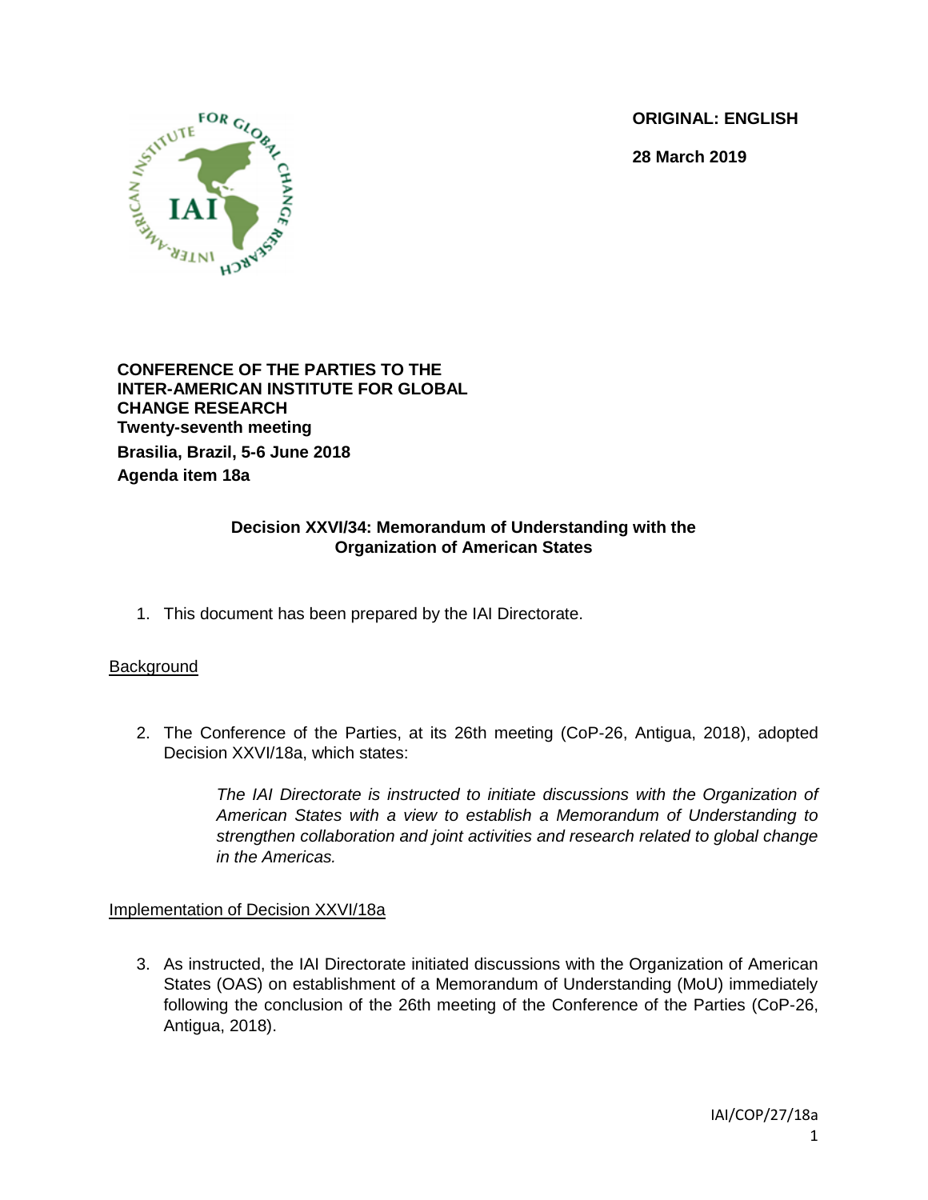**ORIGINAL: ENGLISH**

**28 March 2019**

**CONFERENCE OF THE PARTIES TO THE INTER-AMERICAN INSTITUTE FOR GLOBAL CHANGE RESEARCH**
**Twenty-seventh meeting**
**Brasilia, Brazil, 5-6 June 2018**
**Agenda item 18a**

## Decision XXVI/34: Memorandum of Understanding with the Organization of American States

1. This document has been prepared by the IAI Directorate.

<u>Background</u>

2. The Conference of the Parties, at its 26th meeting (CoP-26, Antigua, 2018), adopted Decision XXVI/18a, which states:

   > *The IAI Directorate is instructed to initiate discussions with the Organization of American States with a view to establish a Memorandum of Understanding to strengthen collaboration and joint activities and research related to global change in the Americas.*

<u>Implementation of Decision XXVI/18a</u>

3. As instructed, the IAI Directorate initiated discussions with the Organization of American States (OAS) on establishment of a Memorandum of Understanding (MoU) immediately following the conclusion of the 26th meeting of the Conference of the Parties (CoP-26, Antigua, 2018).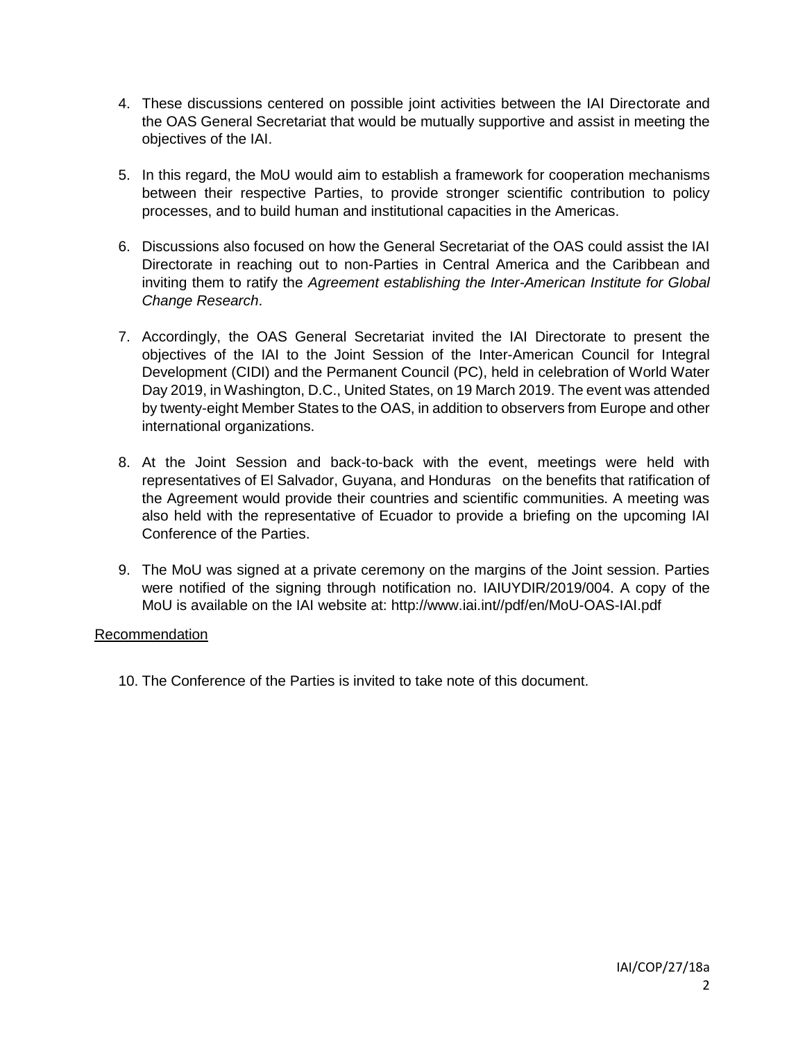4. These discussions centered on possible joint activities between the IAI Directorate and the OAS General Secretariat that would be mutually supportive and assist in meeting the objectives of the IAI.

5. In this regard, the MoU would aim to establish a framework for cooperation mechanisms between their respective Parties, to provide stronger scientific contribution to policy processes, and to build human and institutional capacities in the Americas.

6. Discussions also focused on how the General Secretariat of the OAS could assist the IAI Directorate in reaching out to non-Parties in Central America and the Caribbean and inviting them to ratify the *Agreement establishing the Inter-American Institute for Global Change Research*.

7. Accordingly, the OAS General Secretariat invited the IAI Directorate to present the objectives of the IAI to the Joint Session of the Inter-American Council for Integral Development (CIDI) and the Permanent Council (PC), held in celebration of World Water Day 2019, in Washington, D.C., United States, on 19 March 2019. The event was attended by twenty-eight Member States to the OAS, in addition to observers from Europe and other international organizations.

8. At the Joint Session and back-to-back with the event, meetings were held with representatives of El Salvador, Guyana, and Honduras on the benefits that ratification of the Agreement would provide their countries and scientific communities. A meeting was also held with the representative of Ecuador to provide a briefing on the upcoming IAI Conference of the Parties.

9. The MoU was signed at a private ceremony on the margins of the Joint session. Parties were notified of the signing through notification no. IAIUYDIR/2019/004. A copy of the MoU is available on the IAI website at: http://www.iai.int//pdf/en/MoU-OAS-IAI.pdf

<u>Recommendation</u>

10. The Conference of the Parties is invited to take note of this document.